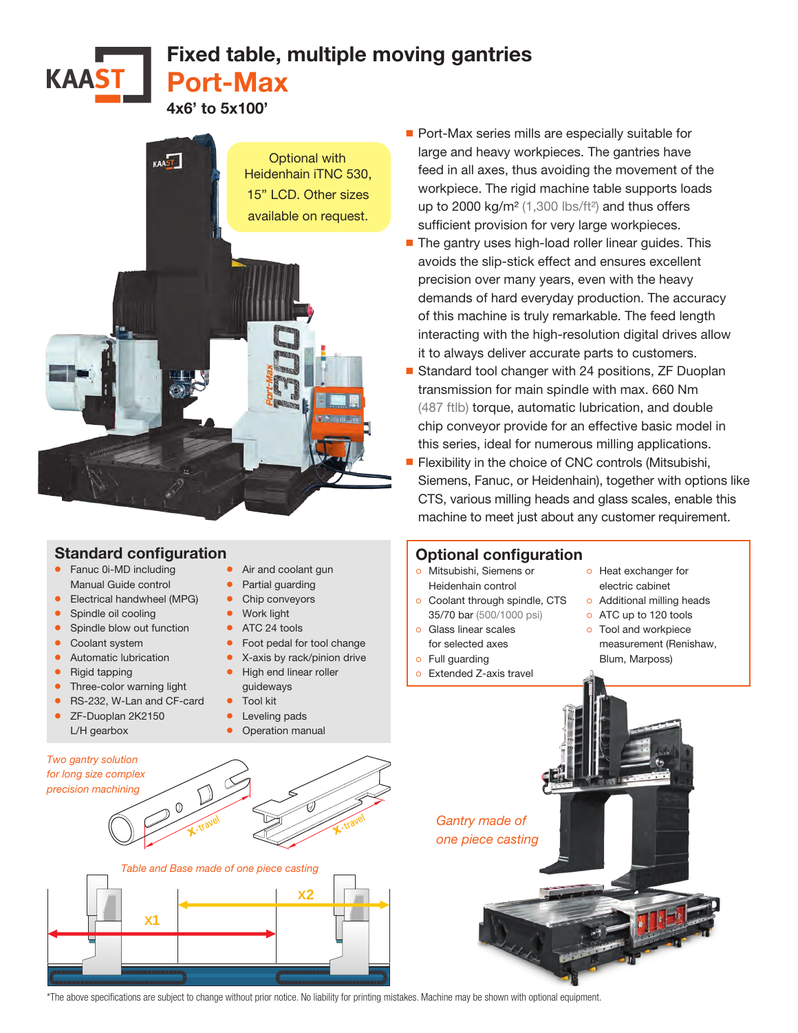# Fixed table, multiple moving gantries

## Port-Max

**4x6' to 5x100'**

Optional with Heidenhain iTNC 530, 15" LCD. Other sizes available on request.

- Port-Max series mills are especially suitable for large and heavy workpieces. The gantries have feed in all axes, thus avoiding the movement of the workpiece. The rigid machine table supports loads up to 2000 kg/m² (1,300 lbs/ft²) and thus offers sufficient provision for very large workpieces.
- The gantry uses high-load roller linear guides. This avoids the slip-stick effect and ensures excellent precision over many years, even with the heavy demands of hard everyday production. The accuracy of this machine is truly remarkable. The feed length interacting with the high-resolution digital drives allow it to always deliver accurate parts to customers.
- Standard tool changer with 24 positions, ZF Duoplan transmission for main spindle with max. 660 Nm (487 ftlb) torque, automatic lubrication, and double chip conveyor provide for an effective basic model in this series, ideal for numerous milling applications.
- Flexibility in the choice of CNC controls (Mitsubishi, Siemens, Fanuc, or Heidenhain), together with options like CTS, various milling heads and glass scales, enable this machine to meet just about any customer requirement.

## Standard configuration

- Fanuc 0i-MD including Manual Guide control
- Electrical handwheel (MPG)
- Spindle oil cooling
- Spindle blow out function
- Coolant system
- Automatic lubrication
- Rigid tapping
- Three-color warning light
- RS-232, W-Lan and CF-card
- ZF-Duoplan 2K2150 L/H gearbox
- Air and coolant gun
- Partial guarding
- Chip conveyors
- Work light
- ATC 24 tools
- Foot pedal for tool change
- X-axis by rack/pinion drive
- High end linear roller guideways
- Tool kit
- Leveling pads
- Operation manual

## Optional configuration

- Mitsubishi, Siemens or Heidenhain control
- Coolant through spindle, CTS 35/70 bar (500/1000 psi)
- Glass linear scales for selected axes
- Full guarding
- Extended Z-axis travel
- Heat exchanger for electric cabinet
- Additional milling heads
- ATC up to 120 tools
- Tool and workpiece measurement (Renishaw, Blum, Marposs)

*Two gantry solution for long size complex precision machining*

X-travel

X-travel

*Table and Base made of one piece casting*

X1

X2

*Gantry made of one piece casting*

*The above specifications are subject to change without prior notice. No liability for printing mistakes. Machine may be shown with optional equipment.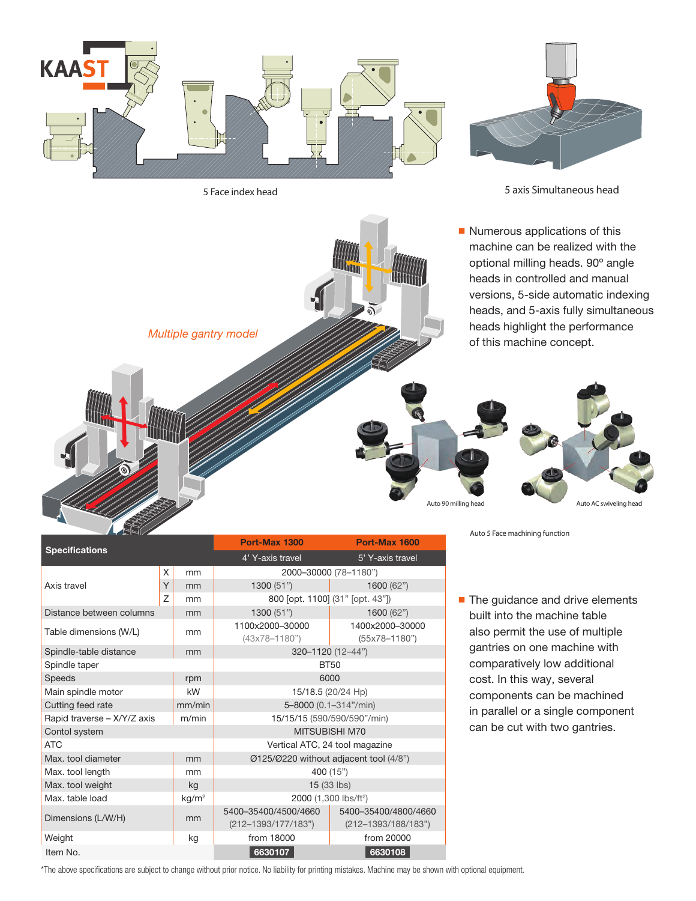5 Face index head

5 axis Simultaneous head

- Numerous applications of this machine can be realized with the optional milling heads. 90º angle heads in controlled and manual versions, 5-side automatic indexing heads, and 5-axis fully simultaneous heads highlight the performance of this machine concept.

*Multiple gantry model*

Auto 90 milling head

Auto AC swiveling head

Auto 5 Face machining function

| Specifications | | | Port-Max 1300 | Port-Max 1600 |
|---|---|---|---|---|
| | | | 4' Y-axis travel | 5' Y-axis travel |
| Axis travel | X | mm | 2000–30000 (78–1180") | |
| | Y | mm | 1300 (51") | 1600 (62") |
| | Z | mm | 800 [opt. 1100] (31" [opt. 43"]) | |
| Distance between columns | | mm | 1300 (51") | 1600 (62") |
| Table dimensions (W/L) | | mm | 1100x2000–30000 (43x78–1180") | 1400x2000–30000 (55x78–1180") |
| Spindle-table distance | | mm | 320–1120 (12–44") | |
| Spindle taper | | | BT50 | |
| Speeds | | rpm | 6000 | |
| Main spindle motor | | kW | 15/18.5 (20/24 Hp) | |
| Cutting feed rate | | mm/min | 5–8000 (0.1–314"/min) | |
| Rapid traverse – X/Y/Z axis | | m/min | 15/15/15 (590/590/590"/min) | |
| Contol system | | | MITSUBISHI M70 | |
| ATC | | | Vertical ATC, 24 tool magazine | |
| Max. tool diameter | | mm | Ø125/Ø220 without adjacent tool (4/8") | |
| Max. tool length | | mm | 400 (15") | |
| Max. tool weight | | kg | 15 (33 lbs) | |
| Max. table load | | kg/m² | 2000 (1,300 lbs/ft²) | |
| Dimensions (L/W/H) | | mm | 5400–35400/4500/4660 (212–1393/177/183") | 5400–35400/4800/4660 (212–1393/188/183") |
| Weight | | kg | from 18000 | from 20000 |
| Item No. | | | 6630107 | 6630108 |

- The guidance and drive elements built into the machine table also permit the use of multiple gantries on one machine with comparatively low additional cost. In this way, several components can be machined in parallel or a single component can be cut with two gantries.

*The above specifications are subject to change without prior notice. No liability for printing mistakes. Machine may be shown with optional equipment.